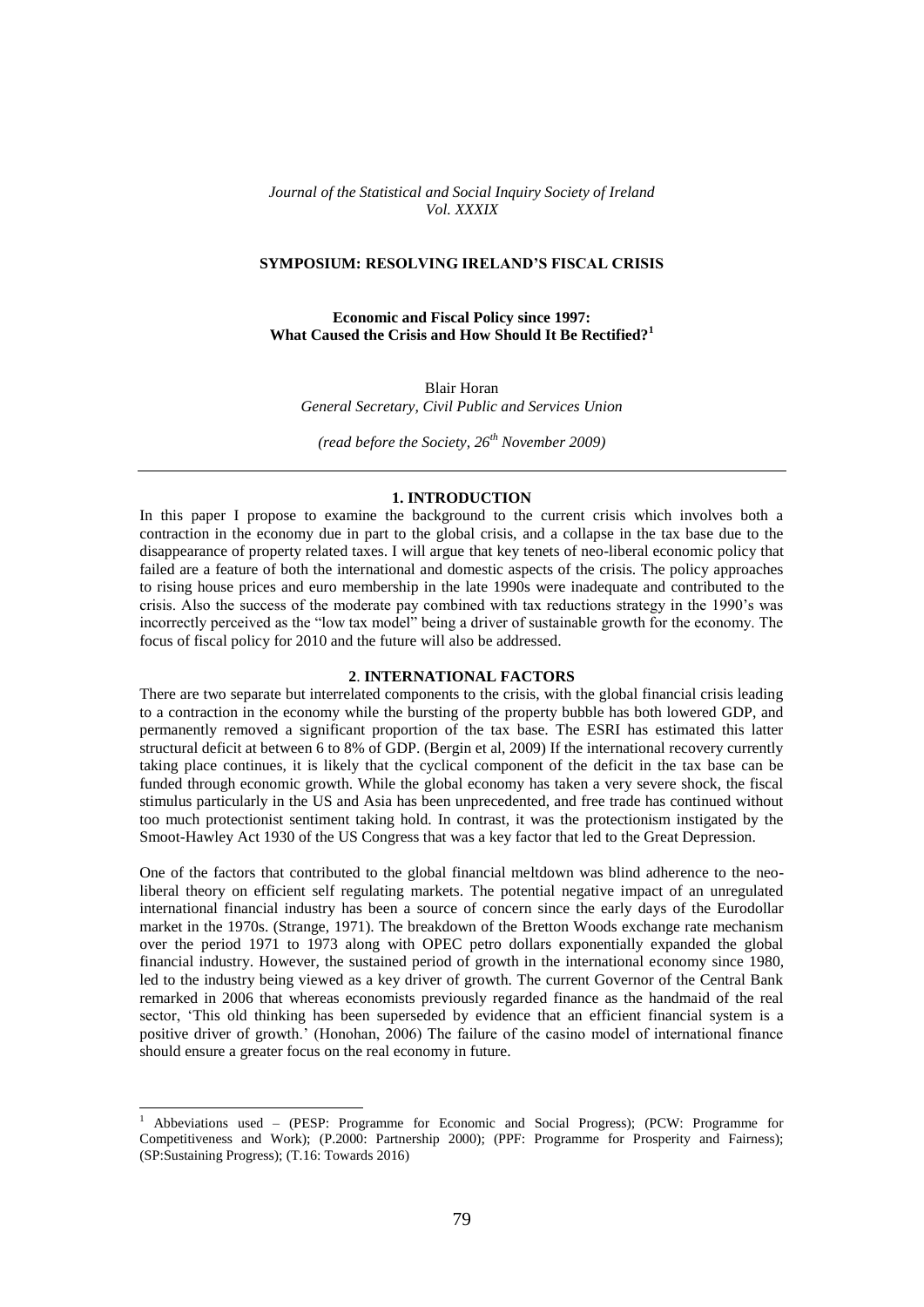*Journal of the Statistical and Social Inquiry Society of Ireland*
*Vol. XXXIX*

**SYMPOSIUM: RESOLVING IRELAND'S FISCAL CRISIS**

# Economic and Fiscal Policy since 1997: What Caused the Crisis and How Should It Be Rectified?[1]

Blair Horan
*General Secretary, Civil Public and Services Union*

*(read before the Society, 26th November 2009)*

## 1. INTRODUCTION

In this paper I propose to examine the background to the current crisis which involves both a contraction in the economy due in part to the global crisis, and a collapse in the tax base due to the disappearance of property related taxes. I will argue that key tenets of neo-liberal economic policy that failed are a feature of both the international and domestic aspects of the crisis. The policy approaches to rising house prices and euro membership in the late 1990s were inadequate and contributed to the crisis. Also the success of the moderate pay combined with tax reductions strategy in the 1990's was incorrectly perceived as the "low tax model" being a driver of sustainable growth for the economy. The focus of fiscal policy for 2010 and the future will also be addressed.

## 2. INTERNATIONAL FACTORS

There are two separate but interrelated components to the crisis, with the global financial crisis leading to a contraction in the economy while the bursting of the property bubble has both lowered GDP, and permanently removed a significant proportion of the tax base. The ESRI has estimated this latter structural deficit at between 6 to 8% of GDP. (Bergin et al, 2009) If the international recovery currently taking place continues, it is likely that the cyclical component of the deficit in the tax base can be funded through economic growth. While the global economy has taken a very severe shock, the fiscal stimulus particularly in the US and Asia has been unprecedented, and free trade has continued without too much protectionist sentiment taking hold. In contrast, it was the protectionism instigated by the Smoot-Hawley Act 1930 of the US Congress that was a key factor that led to the Great Depression.

One of the factors that contributed to the global financial meltdown was blind adherence to the neo-liberal theory on efficient self regulating markets. The potential negative impact of an unregulated international financial industry has been a source of concern since the early days of the Eurodollar market in the 1970s. (Strange, 1971). The breakdown of the Bretton Woods exchange rate mechanism over the period 1971 to 1973 along with OPEC petro dollars exponentially expanded the global financial industry. However, the sustained period of growth in the international economy since 1980, led to the industry being viewed as a key driver of growth. The current Governor of the Central Bank remarked in 2006 that whereas economists previously regarded finance as the handmaid of the real sector, 'This old thinking has been superseded by evidence that an efficient financial system is a positive driver of growth.' (Honohan, 2006) The failure of the casino model of international finance should ensure a greater focus on the real economy in future.

---

[1] Abbeviations used – (PESP: Programme for Economic and Social Progress); (PCW: Programme for Competitiveness and Work); (P.2000: Partnership 2000); (PPF: Programme for Prosperity and Fairness); (SP:Sustaining Progress); (T.16: Towards 2016)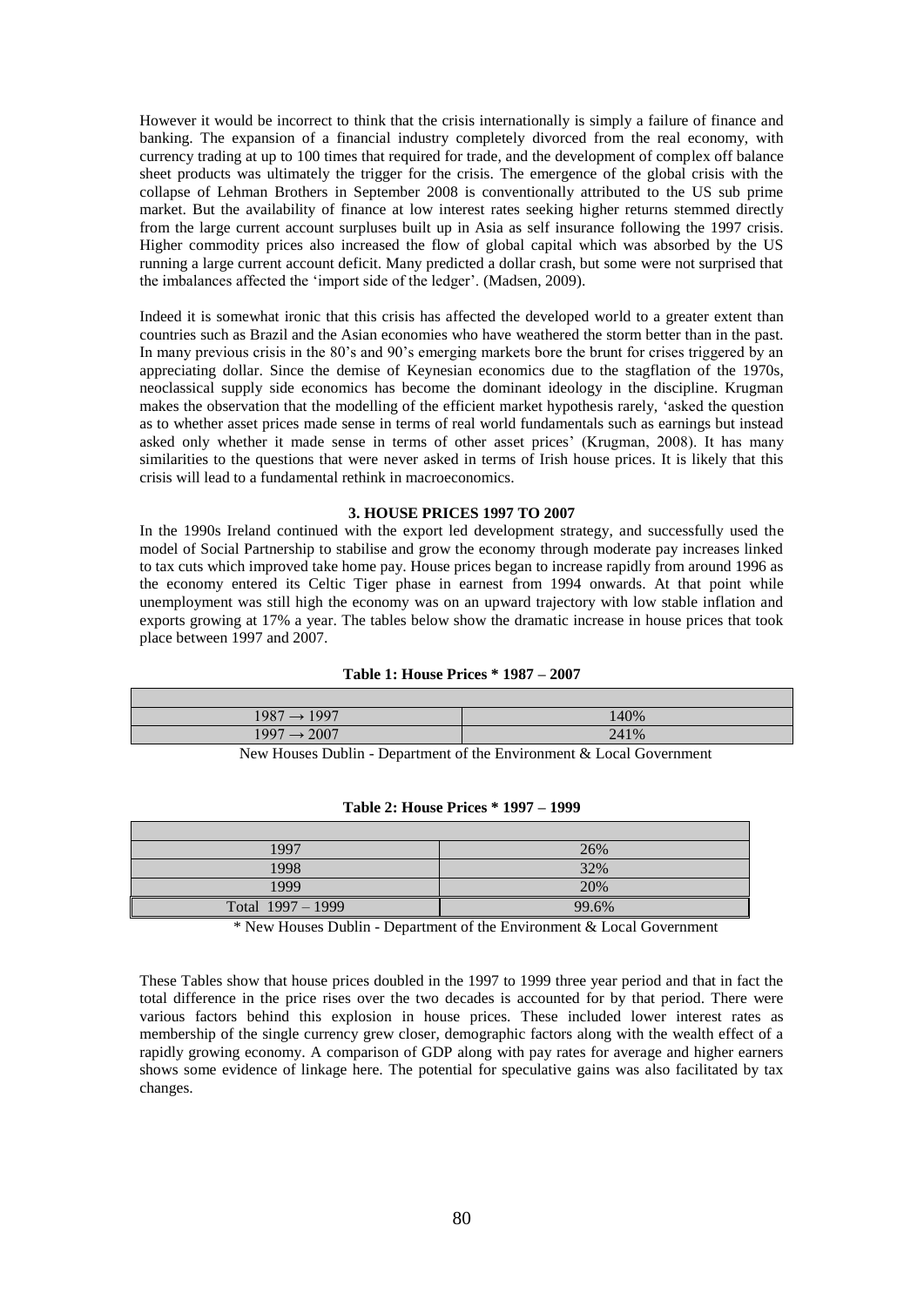However it would be incorrect to think that the crisis internationally is simply a failure of finance and banking. The expansion of a financial industry completely divorced from the real economy, with currency trading at up to 100 times that required for trade, and the development of complex off balance sheet products was ultimately take the trigger for the crisis. The emergence of the global crisis with the collapse of Lehman Brothers in September 2008 is conventionally attributed to the US sub prime market. But the availability of finance at low interest rates seeking higher returns stemmed directly from the large current account surpluses built up in Asia as self insurance following the 1997 crisis. Higher commodity prices also increased the flow of global capital which was absorbed by the US running a large current account deficit. Many predicted a dollar crash, but some were not surprised that the imbalances affected the 'import side of the ledger'. (Madsen, 2009).

Indeed it is somewhat ironic that this crisis has affected the developed world to a greater extent than countries such as Brazil and the Asian economies who have weathered the storm better than in the past. In many previous crisis in the 80's and 90's emerging markets bore the brunt for crises triggered by an appreciating dollar. Since the demise of Keynesian economics due to the stagflation of the 1970s, neoclassical supply side economics has become the dominant ideology in the discipline. Krugman makes the observation that the modelling of the efficient market hypothesis rarely, 'asked the question as to whether asset prices made sense in terms of real world fundamentals such as earnings but instead asked only whether it made sense in terms of other asset prices' (Krugman, 2008). It has many similarities to the questions that were never asked in terms of Irish house prices. It is likely that this crisis will lead to a fundamental rethink in macroeconomics.

## 3. HOUSE PRICES 1997 TO 2007

In the 1990s Ireland continued with the export led development strategy, and successfully used the model of Social Partnership to stabilise and grow the economy through moderate pay increases linked to tax cuts which improved take home pay. House prices began to increase rapidly from around 1996 as the economy entered its Celtic Tiger phase in earnest from 1994 onwards. At that point while unemployment was still high the economy was on an upward trajectory with low stable inflation and exports growing at 17% a year. The tables below show the dramatic increase in house prices that took place between 1997 and 2007.

**Table 1: House Prices * 1987 – 2007**

| | |
|---|---|
| 1987 → 1997 | 140% |
| 1997 → 2007 | 241% |

New Houses Dublin - Department of the Environment & Local Government

**Table 2: House Prices * 1997 – 1999**

| | |
|---|---|
| 1997 | 26% |
| 1998 | 32% |
| 1999 | 20% |
| Total 1997 – 1999 | 99.6% |

\* New Houses Dublin - Department of the Environment & Local Government

These Tables show that house prices doubled in the 1997 to 1999 three year period and that in fact the total difference in the price rises over the two decades is accounted for by that period. There were various factors behind this explosion in house prices. These included lower interest rates as membership of the single currency grew closer, demographic factors along with the wealth effect of a rapidly growing economy. A comparison of GDP along with pay rates for average and higher earners shows some evidence of linkage here. The potential for speculative gains was also facilitated by tax changes.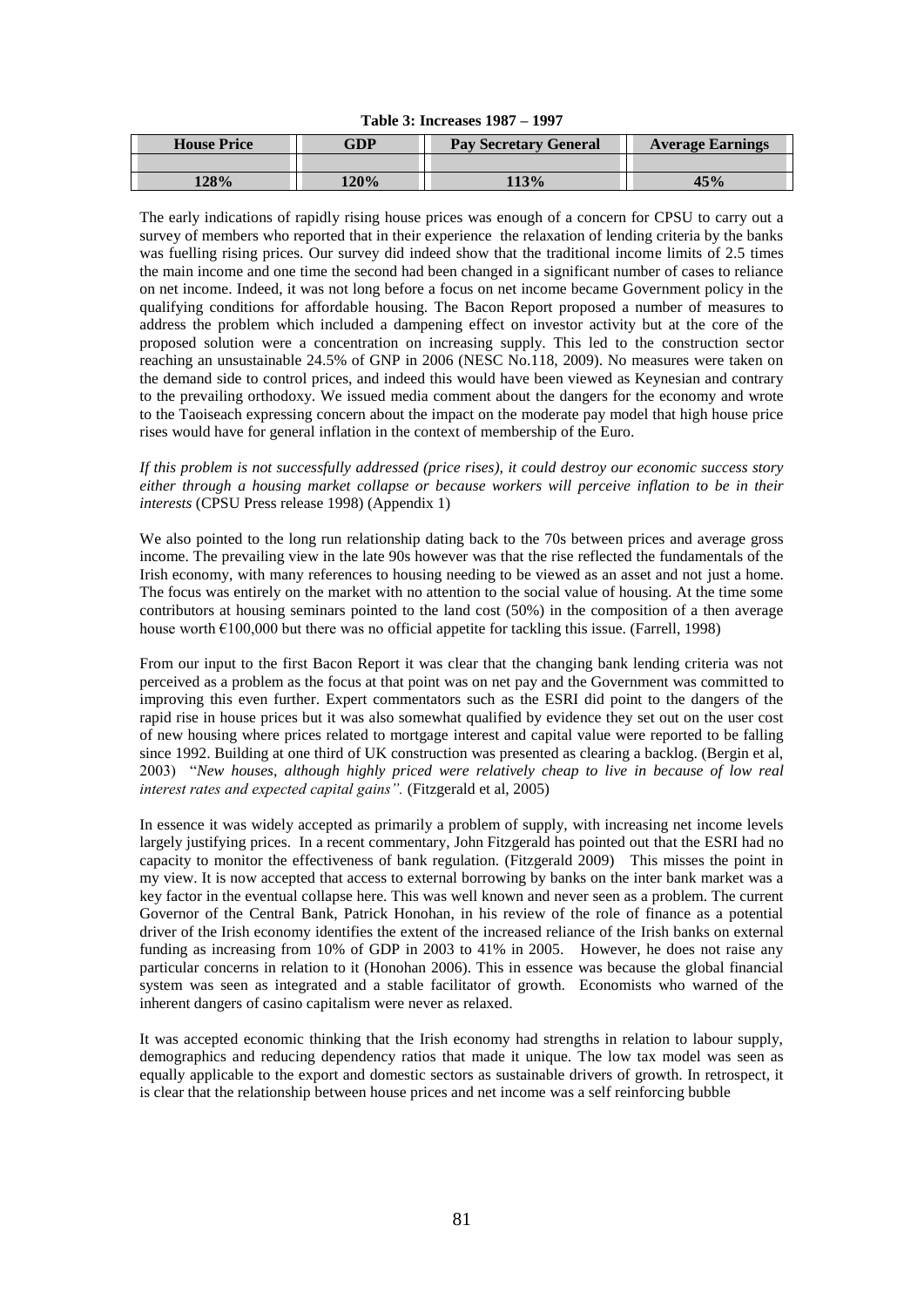**Table 3: Increases 1987 – 1997**

| House Price | GDP | Pay Secretary General | Average Earnings |
|---|---|---|---|
| | | | |
| **128%** | **120%** | **113%** | **45%** |

The early indications of rapidly rising house prices was enough of a concern for CPSU to carry out a survey of members who reported that in their experience the relaxation of lending criteria by the banks was fuelling rising prices. Our survey did indeed show that the traditional income limits of 2.5 times the main income and one time the second had been changed in a significant number of cases to reliance on net income. Indeed, it was not long before a focus on net income became Government policy in the qualifying conditions for affordable housing. The Bacon Report proposed a number of measures to address the problem which included a dampening effect on investor activity but at the core of the proposed solution were a concentration on increasing supply. This led to the construction sector reaching an unsustainable 24.5% of GNP in 2006 (NESC No.118, 2009). No measures were taken on the demand side to control prices, and indeed this would have been viewed as Keynesian and contrary to the prevailing orthodoxy. We issued media comment about the dangers for the economy and wrote to the Taoiseach expressing concern about the impact on the moderate pay model that high house price rises would have for general inflation in the context of membership of the Euro.

*If this problem is not successfully addressed (price rises), it could destroy our economic success story either through a housing market collapse or because workers will perceive inflation to be in their interests* (CPSU Press release 1998) (Appendix 1)

We also pointed to the long run relationship dating back to the 70s between prices and average gross income. The prevailing view in the late 90s however was that the rise reflected the fundamentals of the Irish economy, with many references to housing needing to be viewed as an asset and not just a home. The focus was entirely on the market with no attention to the social value of housing. At the time some contributors at housing seminars pointed to the land cost (50%) in the composition of a then average house worth €100,000 but there was no official appetite for tackling this issue. (Farrell, 1998)

From our input to the first Bacon Report it was clear that the changing bank lending criteria was not perceived as a problem as the focus at that point was on net pay and the Government was committed to improving this even further. Expert commentators such as the ESRI did point to the dangers of the rapid rise in house prices but it was also somewhat qualified by evidence they set out on the user cost of new housing where prices related to mortgage interest and capital value were reported to be falling since 1992. Building at one third of UK construction was presented as clearing a backlog. (Bergin et al, 2003) "*New houses, although highly priced were relatively cheap to live in because of low real interest rates and expected capital gains".* (Fitzgerald et al, 2005)

In essence it was widely accepted as primarily a problem of supply, with increasing net income levels largely justifying prices. In a recent commentary, John Fitzgerald has pointed out that the ESRI had no capacity to monitor the effectiveness of bank regulation. (Fitzgerald 2009) This misses the point in my view. It is now accepted that access to external borrowing by banks on the inter bank market was a key factor in the eventual collapse here. This was well known and never seen as a problem. The current Governor of the Central Bank, Patrick Honohan, in his review of the role of finance as a potential driver of the Irish economy identifies the extent of the increased reliance of the Irish banks on external funding as increasing from 10% of GDP in 2003 to 41% in 2005. However, he does not raise any particular concerns in relation to it (Honohan 2006). This in essence was because the global financial system was seen as integrated and a stable facilitator of growth. Economists who warned of the inherent dangers of casino capitalism were never as relaxed.

It was accepted economic thinking that the Irish economy had strengths in relation to labour supply, demographics and reducing dependency ratios that made it unique. The low tax model was seen as equally applicable to the export and domestic sectors as sustainable drivers of growth. In retrospect, it is clear that the relationship between house prices and net income was a self reinforcing bubble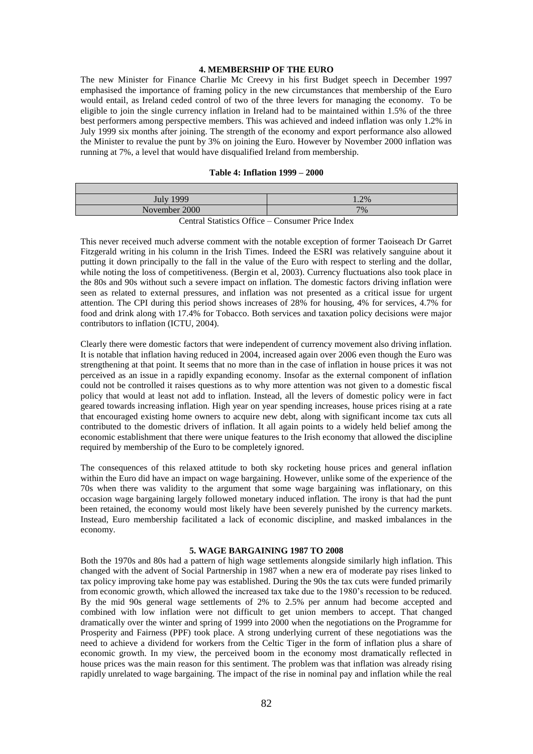## 4. MEMBERSHIP OF THE EURO

The new Minister for Finance Charlie Mc Creevy in his first Budget speech in December 1997 emphasised the importance of framing policy in the new circumstances that membership of the Euro would entail, as Ireland ceded control of two of the three levers for managing the economy. To be eligible to join the single currency inflation in Ireland had to be maintained within 1.5% of the three best performers among perspective members. This was achieved and indeed inflation was only 1.2% in July 1999 six months after joining. The strength of the economy and export performance also allowed the Minister to revalue the punt by 3% on joining the Euro. However by November 2000 inflation was running at 7%, a level that would have disqualified Ireland from membership.

**Table 4: Inflation 1999 – 2000**

| | |
|---|---|
| July 1999 | 1.2% |
| November 2000 | 7% |

Central Statistics Office – Consumer Price Index

This never received much adverse comment with the notable exception of former Taoiseach Dr Garret Fitzgerald writing in his column in the Irish Times. Indeed the ESRI was relatively sanguine about it putting it down principally to the fall in the value of the Euro with respect to sterling and the dollar, while noting the loss of competitiveness. (Bergin et al, 2003). Currency fluctuations also took place in the 80s and 90s without such a severe impact on inflation. The domestic factors driving inflation were seen as related to external pressures, and inflation was not presented as a critical issue for urgent attention. The CPI during this period shows increases of 28% for housing, 4% for services, 4.7% for food and drink along with 17.4% for Tobacco. Both services and taxation policy decisions were major contributors to inflation (ICTU, 2004).

Clearly there were domestic factors that were independent of currency movement also driving inflation. It is notable that inflation having reduced in 2004, increased again over 2006 even though the Euro was strengthening at that point. It seems that no more than in the case of inflation in house prices it was not perceived as an issue in a rapidly expanding economy. Insofar as the external component of inflation could not be controlled it raises questions as to why more attention was not given to a domestic fiscal policy that would at least not add to inflation. Instead, all the levers of domestic policy were in fact geared towards increasing inflation. High year on year spending increases, house prices rising at a rate that encouraged existing home owners to acquire new debt, along with significant income tax cuts all contributed to the domestic drivers of inflation. It all again points to a widely held belief among the economic establishment that there were unique features to the Irish economy that allowed the discipline required by membership of the Euro to be completely ignored.

The consequences of this relaxed attitude to both sky rocketing house prices and general inflation within the Euro did have an impact on wage bargaining. However, unlike some of the experience of the 70s when there was validity to the argument that some wage bargaining was inflationary, on this occasion wage bargaining largely followed monetary induced inflation. The irony is that had the punt been retained, the economy would most likely have been severely punished by the currency markets. Instead, Euro membership facilitated a lack of economic discipline, and masked imbalances in the economy.

## 5. WAGE BARGAINING 1987 TO 2008

Both the 1970s and 80s had a pattern of high wage settlements alongside similarly high inflation. This changed with the advent of Social Partnership in 1987 when a new era of moderate pay rises linked to tax policy improving take home pay was established. During the 90s the tax cuts were funded primarily from economic growth, which allowed the increased tax take due to the 1980's recession to be reduced. By the mid 90s general wage settlements of 2% to 2.5% per annum had become accepted and combined with low inflation were not difficult to get union members to accept. That changed dramatically over the winter and spring of 1999 into 2000 when the negotiations on the Programme for Prosperity and Fairness (PPF) took place. A strong underlying current of these negotiations was the need to achieve a dividend for workers from the Celtic Tiger in the form of inflation plus a share of economic growth. In my view, the perceived boom in the economy most dramatically reflected in house prices was the main reason for this sentiment. The problem was that inflation was already rising rapidly unrelated to wage bargaining. The impact of the rise in nominal pay and inflation while the real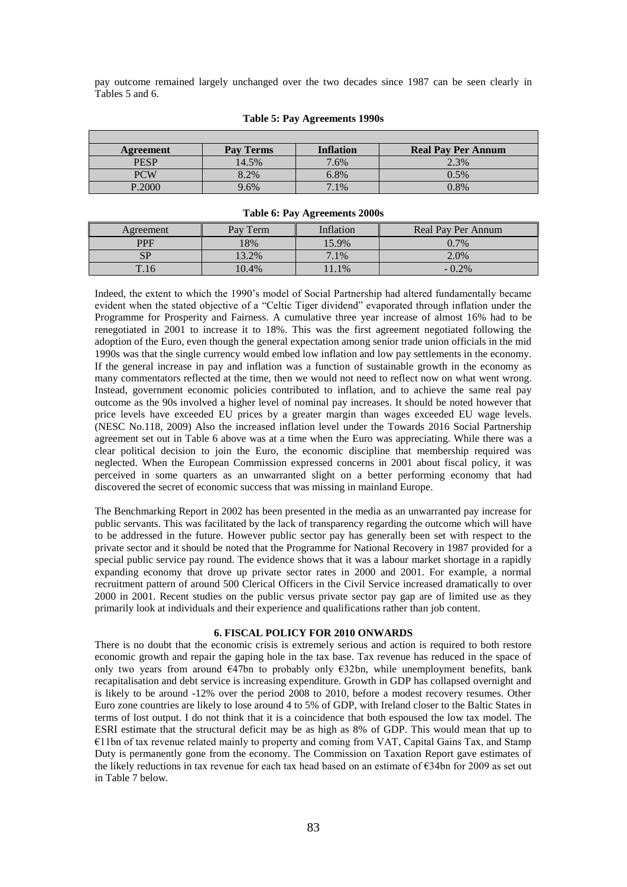pay outcome remained largely unchanged over the two decades since 1987 can be seen clearly in Tables 5 and 6.

**Table 5: Pay Agreements 1990s**

| Agreement | Pay Terms | Inflation | Real Pay Per Annum |
|---|---|---|---|
| PESP | 14.5% | 7.6% | 2.3% |
| PCW | 8.2% | 6.8% | 0.5% |
| P.2000 | 9.6% | 7.1% | 0.8% |

**Table 6: Pay Agreements 2000s**

| Agreement | Pay Term | Inflation | Real Pay Per Annum |
|---|---|---|---|
| PPF | 18% | 15.9% | 0.7% |
| SP | 13.2% | 7.1% | 2.0% |
| T.16 | 10.4% | 11.1% | - 0.2% |

Indeed, the extent to which the 1990's model of Social Partnership had altered fundamentally became evident when the stated objective of a "Celtic Tiger dividend" evaporated through inflation under the Programme for Prosperity and Fairness. A cumulative three year increase of almost 16% had to be renegotiated in 2001 to increase it to 18%. This was the first agreement negotiated following the adoption of the Euro, even though the general expectation among senior trade union officials in the mid 1990s was that the single currency would embed low inflation and low pay settlements in the economy. If the general increase in pay and inflation was a function of sustainable growth in the economy as many commentators reflected at the time, then we would not need to reflect now on what went wrong. Instead, government economic policies contributed to inflation, and to achieve the same real pay outcome as the 90s involved a higher level of nominal pay increases. It should be noted however that price levels have exceeded EU prices by a greater margin than wages exceeded EU wage levels. (NESC No.118, 2009) Also the increased inflation level under the Towards 2016 Social Partnership agreement set out in Table 6 above was at a time when the Euro was appreciating. While there was a clear political decision to join the Euro, the economic discipline that membership required was neglected. When the European Commission expressed concerns in 2001 about fiscal policy, it was perceived in some quarters as an unwarranted slight on a better performing economy that had discovered the secret of economic success that was missing in mainland Europe.

The Benchmarking Report in 2002 has been presented in the media as an unwarranted pay increase for public servants. This was facilitated by the lack of transparency regarding the outcome which will have to be addressed in the future. However public sector pay has generally been set with respect to the private sector and it should be noted that the Programme for National Recovery in 1987 provided for a special public service pay round. The evidence shows that it was a labour market shortage in a rapidly expanding economy that drove up private sector rates in 2000 and 2001. For example, a normal recruitment pattern of around 500 Clerical Officers in the Civil Service increased dramatically to over 2000 in 2001. Recent studies on the public versus private sector pay gap are of limited use as they primarily look at individuals and their experience and qualifications rather than job content.

## 6. FISCAL POLICY FOR 2010 ONWARDS

There is no doubt that the economic crisis is extremely serious and action is required to both restore economic growth and repair the gaping hole in the tax base. Tax revenue has reduced in the space of only two years from around €47bn to probably only €32bn, while unemployment benefits, bank recapitalisation and debt service is increasing expenditure. Growth in GDP has collapsed overnight and is likely to be around -12% over the period 2008 to 2010, before a modest recovery resumes. Other Euro zone countries are likely to lose around 4 to 5% of GDP, with Ireland closer to the Baltic States in terms of lost output. I do not think that it is a coincidence that both espoused the low tax model. The ESRI estimate that the structural deficit may be as high as 8% of GDP. This would mean that up to €11bn of tax revenue related mainly to property and coming from VAT, Capital Gains Tax, and Stamp Duty is permanently gone from the economy. The Commission on Taxation Report gave estimates of the likely reductions in tax revenue for each tax head based on an estimate of €34bn for 2009 as set out in Table 7 below.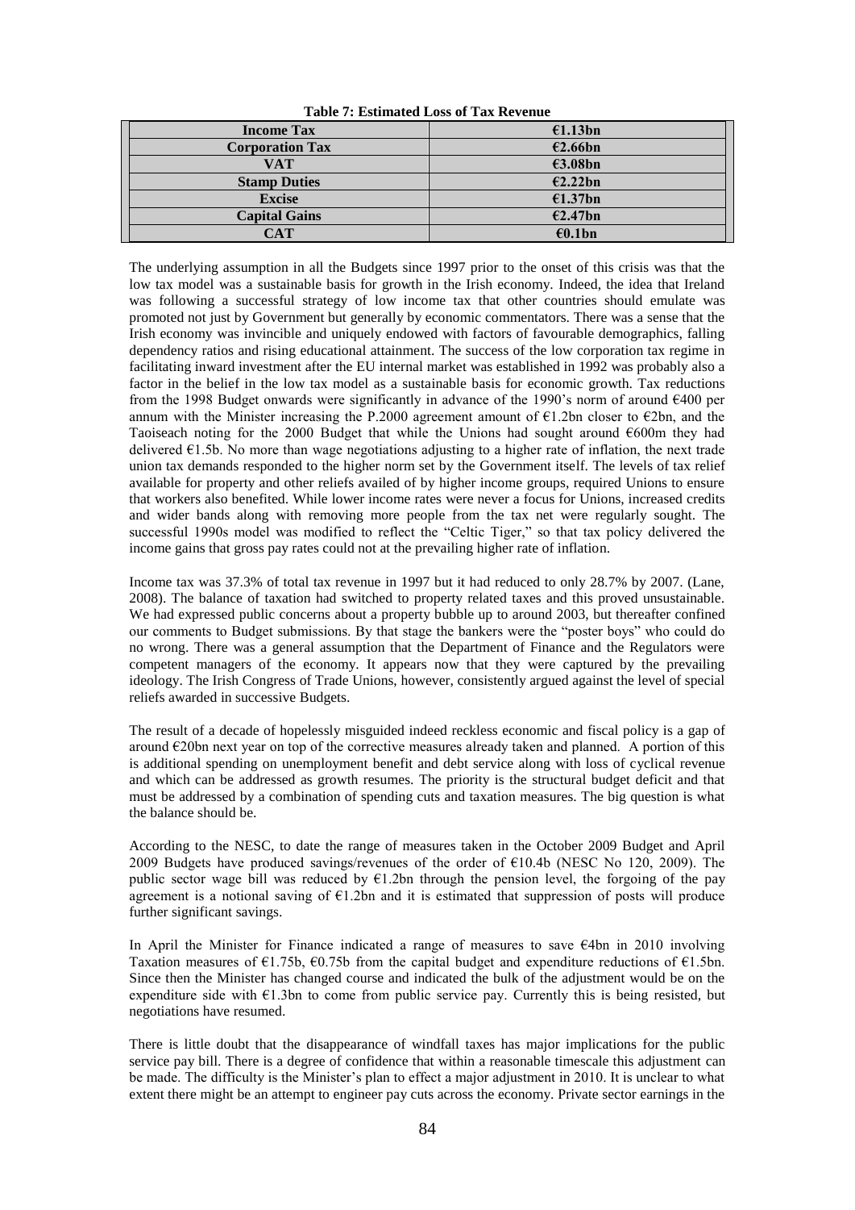**Table 7: Estimated Loss of Tax Revenue**

| Income Tax | €1.13bn |
|---|---|
| Corporation Tax | €2.66bn |
| VAT | €3.08bn |
| Stamp Duties | €2.22bn |
| Excise | €1.37bn |
| Capital Gains | €2.47bn |
| CAT | €0.1bn |

The underlying assumption in all the Budgets since 1997 prior to the onset of this crisis was that the low tax model was a sustainable basis for growth in the Irish economy. Indeed, the idea that Ireland was following a successful strategy of low income tax that other countries should emulate was promoted not just by Government but generally by economic commentators. There was a sense that the Irish economy was invincible and uniquely endowed with factors of favourable demographics, falling dependency ratios and rising educational attainment. The success of the low corporation tax regime in facilitating inward investment after the EU internal market was established in 1992 was probably also a factor in the belief in the low tax model as a sustainable basis for economic growth. Tax reductions from the 1998 Budget onwards were significantly in advance of the 1990's norm of around €400 per annum with the Minister increasing the P.2000 agreement amount of €1.2bn closer to €2bn, and the Taoiseach noting for the 2000 Budget that while the Unions had sought around €600m they had delivered €1.5b. No more than wage negotiations adjusting to a higher rate of inflation, the next trade union tax demands responded to the higher norm set by the Government itself. The levels of tax relief available for property and other reliefs availed of by higher income groups, required Unions to ensure that workers also benefited. While lower income rates were never a focus for Unions, increased credits and wider bands along with removing more people from the tax net were regularly sought. The successful 1990s model was modified to reflect the "Celtic Tiger," so that tax policy delivered the income gains that gross pay rates could not at the prevailing higher rate of inflation.

Income tax was 37.3% of total tax revenue in 1997 but it had reduced to only 28.7% by 2007. (Lane, 2008). The balance of taxation had switched to property related taxes and this proved unsustainable. We had expressed public concerns about a property bubble up to around 2003, but thereafter confined our comments to Budget submissions. By that stage the bankers were the "poster boys" who could do no wrong. There was a general assumption that the Department of Finance and the Regulators were competent managers of the economy. It appears now that they were captured by the prevailing ideology. The Irish Congress of Trade Unions, however, consistently argued against the level of special reliefs awarded in successive Budgets.

The result of a decade of hopelessly misguided indeed reckless economic and fiscal policy is a gap of around €20bn next year on top of the corrective measures already taken and planned. A portion of this is additional spending on unemployment benefit and debt service along with loss of cyclical revenue and which can be addressed as growth resumes. The priority is the structural budget deficit and that must be addressed by a combination of spending cuts and taxation measures. The big question is what the balance should be.

According to the NESC, to date the range of measures taken in the October 2009 Budget and April 2009 Budgets have produced savings/revenues of the order of €10.4b (NESC No 120, 2009). The public sector wage bill was reduced by €1.2bn through the pension level, the forgoing of the pay agreement is a notional saving of €1.2bn and it is estimated that suppression of posts will produce further significant savings.

In April the Minister for Finance indicated a range of measures to save €4bn in 2010 involving Taxation measures of €1.75b, €0.75b from the capital budget and expenditure reductions of €1.5bn. Since then the Minister has changed course and indicated the bulk of the adjustment would be on the expenditure side with €1.3bn to come from public service pay. Currently this is being resisted, but negotiations have resumed.

There is little doubt that the disappearance of windfall taxes has major implications for the public service pay bill. There is a degree of confidence that within a reasonable timescale this adjustment can be made. The difficulty is the Minister's plan to effect a major adjustment in 2010. It is unclear to what extent there might be an attempt to engineer pay cuts across the economy. Private sector earnings in the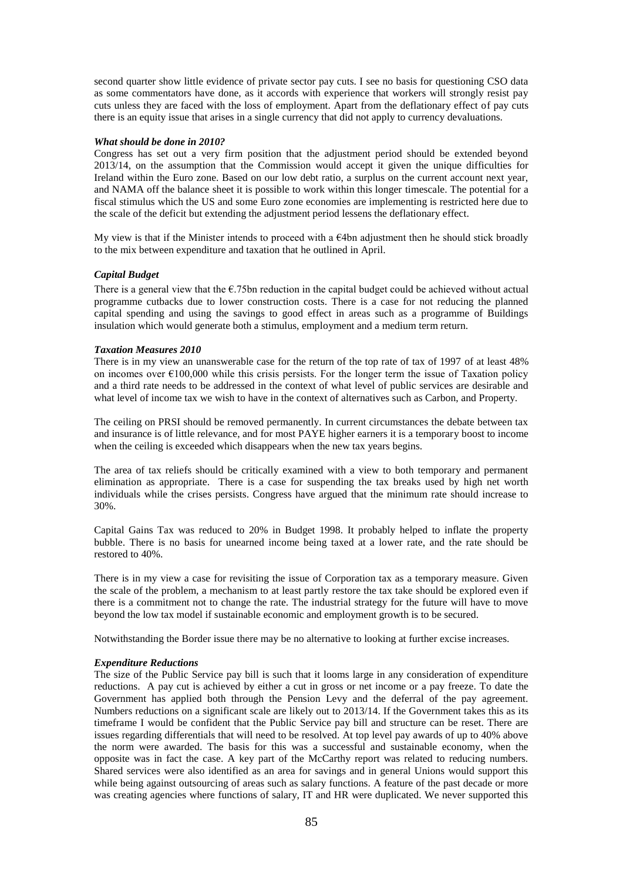second quarter show little evidence of private sector pay cuts. I see no basis for questioning CSO data as some commentators have done, as it accords with experience that workers will strongly resist pay cuts unless they are faced with the loss of employment. Apart from the deflationary effect of pay cuts there is an equity issue that arises in a single currency that did not apply to currency devaluations.

***What should be done in 2010?***

Congress has set out a very firm position that the adjustment period should be extended beyond 2013/14, on the assumption that the Commission would accept it given the unique difficulties for Ireland within the Euro zone. Based on our low debt ratio, a surplus on the current account next year, and NAMA off the balance sheet it is possible to work within this longer timescale. The potential for a fiscal stimulus which the US and some Euro zone economies are implementing is restricted here due to the scale of the deficit but extending the adjustment period lessens the deflationary effect.

My view is that if the Minister intends to proceed with a €4bn adjustment then he should stick broadly to the mix between expenditure and taxation that he outlined in April.

***Capital Budget***

There is a general view that the €.75bn reduction in the capital budget could be achieved without actual programme cutbacks due to lower construction costs. There is a case for not reducing the planned capital spending and using the savings to good effect in areas such as a programme of Buildings insulation which would generate both a stimulus, employment and a medium term return.

***Taxation Measures 2010***

There is in my view an unanswerable case for the return of the top rate of tax of 1997 of at least 48% on incomes over €100,000 while this crisis persists. For the longer term the issue of Taxation policy and a third rate needs to be addressed in the context of what level of public services are desirable and what level of income tax we wish to have in the context of alternatives such as Carbon, and Property.

The ceiling on PRSI should be removed permanently. In current circumstances the debate between tax and insurance is of little relevance, and for most PAYE higher earners it is a temporary boost to income when the ceiling is exceeded which disappears when the new tax years begins.

The area of tax reliefs should be critically examined with a view to both temporary and permanent elimination as appropriate. There is a case for suspending the tax breaks used by high net worth individuals while the crises persists. Congress have argued that the minimum rate should increase to 30%.

Capital Gains Tax was reduced to 20% in Budget 1998. It probably helped to inflate the property bubble. There is no basis for unearned income being taxed at a lower rate, and the rate should be restored to 40%.

There is in my view a case for revisiting the issue of Corporation tax as a temporary measure. Given the scale of the problem, a mechanism to at least partly restore the tax take should be explored even if there is a commitment not to change the rate. The industrial strategy for the future will have to move beyond the low tax model if sustainable economic and employment growth is to be secured.

Notwithstanding the Border issue there may be no alternative to looking at further excise increases.

***Expenditure Reductions***

The size of the Public Service pay bill is such that it looms large in any consideration of expenditure reductions. A pay cut is achieved by either a cut in gross or net income or a pay freeze. To date the Government has applied both through the Pension Levy and the deferral of the pay agreement. Numbers reductions on a significant scale are likely out to 2013/14. If the Government takes this as its timeframe I would be confident that the Public Service pay bill and structure can be reset. There are issues regarding differentials that will need to be resolved. At top level pay awards of up to 40% above the norm were awarded. The basis for this was a successful and sustainable economy, when the opposite was in fact the case. A key part of the McCarthy report was related to reducing numbers. Shared services were also identified as an area for savings and in general Unions would support this while being against outsourcing of areas such as salary functions. A feature of the past decade or more was creating agencies where functions of salary, IT and HR were duplicated. We never supported this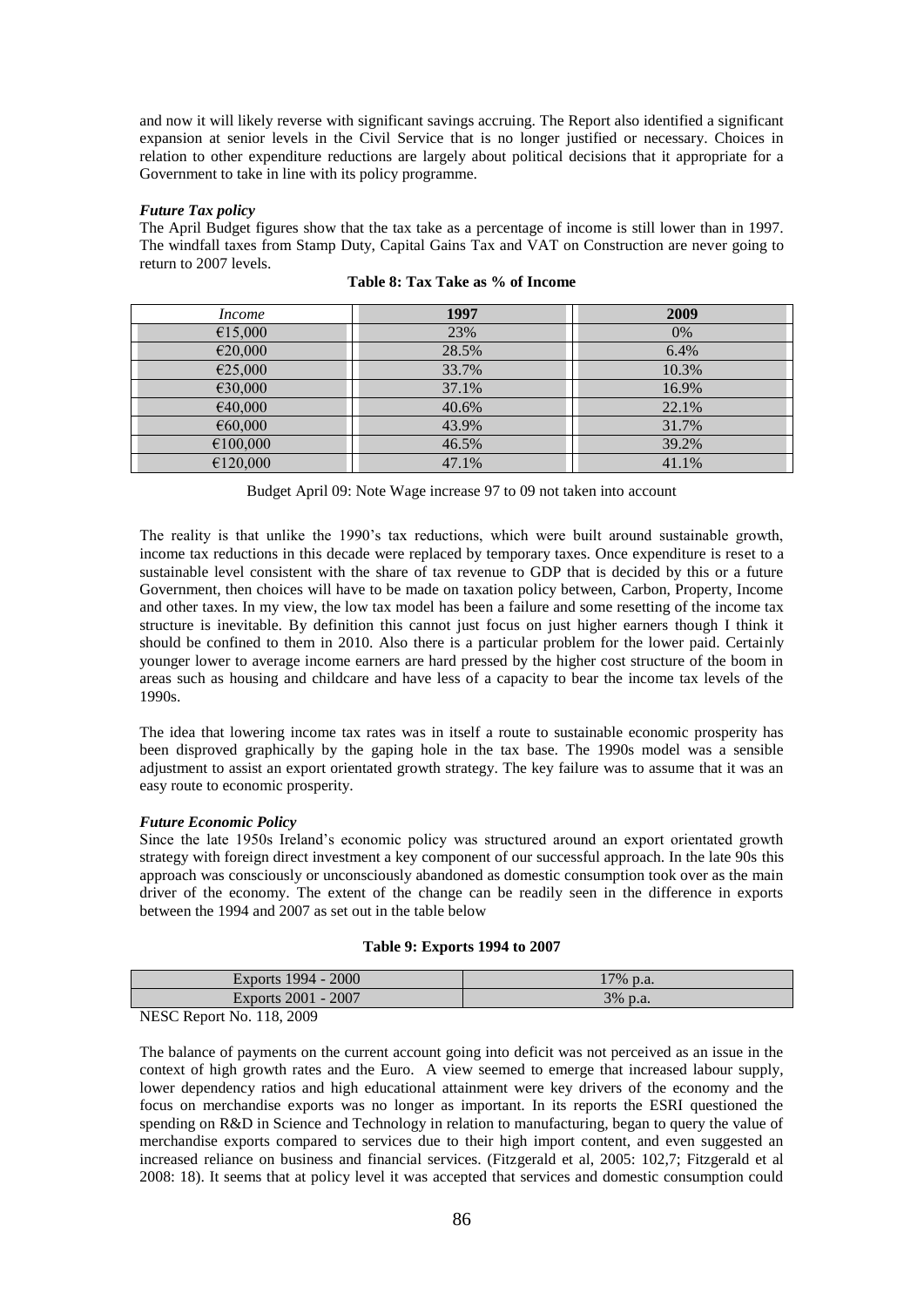and now it will likely reverse with significant savings accruing. The Report also identified a significant expansion at senior levels in the Civil Service that is no longer justified or necessary. Choices in relation to other expenditure reductions are largely about political decisions that it appropriate for a Government to take in line with its policy programme.

***Future Tax policy***

The April Budget figures show that the tax take as a percentage of income is still lower than in 1997. The windfall taxes from Stamp Duty, Capital Gains Tax and VAT on Construction are never going to return to 2007 levels.

**Table 8: Tax Take as % of Income**

| *Income* | **1997** | **2009** |
|---|---|---|
| €15,000 | 23% | 0% |
| €20,000 | 28.5% | 6.4% |
| €25,000 | 33.7% | 10.3% |
| €30,000 | 37.1% | 16.9% |
| €40,000 | 40.6% | 22.1% |
| €60,000 | 43.9% | 31.7% |
| €100,000 | 46.5% | 39.2% |
| €120,000 | 47.1% | 41.1% |

Budget April 09: Note Wage increase 97 to 09 not taken into account

The reality is that unlike the 1990's tax reductions, which were built around sustainable growth, income tax reductions in this decade were replaced by temporary taxes. Once expenditure is reset to a sustainable level consistent with the share of tax revenue to GDP that is decided by this or a future Government, then choices will have to be made on taxation policy between, Carbon, Property, Income and other taxes. In my view, the low tax model has been a failure and some resetting of the income tax structure is inevitable. By definition this cannot just focus on just higher earners though I think it should be confined to them in 2010. Also there is a particular problem for the lower paid. Certainly younger lower to average income earners are hard pressed by the higher cost structure of the boom in areas such as housing and childcare and have less of a capacity to bear the income tax levels of the 1990s.

The idea that lowering income tax rates was in itself a route to sustainable economic prosperity has been disproved graphically by the gaping hole in the tax base. The 1990s model was a sensible adjustment to assist an export orientated growth strategy. The key failure was to assume that it was an easy route to economic prosperity.

***Future Economic Policy***

Since the late 1950s Ireland's economic policy was structured around an export orientated growth strategy with foreign direct investment a key component of our successful approach. In the late 90s this approach was consciously or unconsciously abandoned as domestic consumption took over as the main driver of the economy. The extent of the change can be readily seen in the difference in exports between the 1994 and 2007 as set out in the table below

**Table 9: Exports 1994 to 2007**

| Exports 1994 - 2000 | 17% p.a. |
|---|---|
| Exports 2001 - 2007 | 3% p.a. |

NESC Report No. 118, 2009

The balance of payments on the current account going into deficit was not perceived as an issue in the context of high growth rates and the Euro. A view seemed to emerge that increased labour supply, lower dependency ratios and high educational attainment were key drivers of the economy and the focus on merchandise exports was no longer as important. In its reports the ESRI questioned the spending on R&D in Science and Technology in relation to manufacturing, began to query the value of merchandise exports compared to services due to their high import content, and even suggested an increased reliance on business and financial services. (Fitzgerald et al, 2005: 102,7; Fitzgerald et al 2008: 18). It seems that at policy level it was accepted that services and domestic consumption could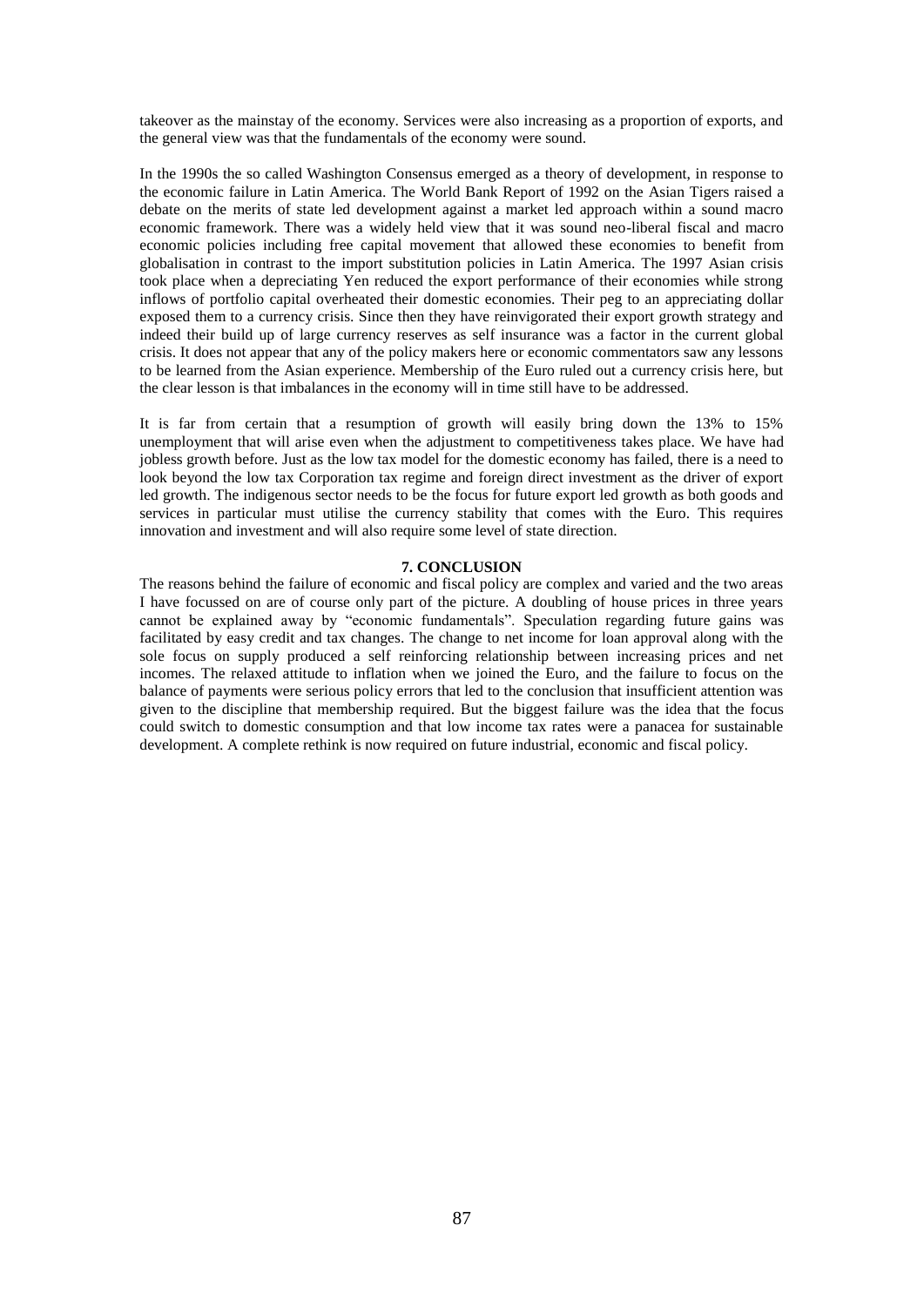takeover as the mainstay of the economy. Services were also increasing as a proportion of exports, and the general view was that the fundamentals of the economy were sound.

In the 1990s the so called Washington Consensus emerged as a theory of development, in response to the economic failure in Latin America. The World Bank Report of 1992 on the Asian Tigers raised a debate on the merits of state led development against a market led approach within a sound macro economic framework. There was a widely held view that it was sound neo-liberal fiscal and macro economic policies including free capital movement that allowed these economies to benefit from globalisation in contrast to the import substitution policies in Latin America. The 1997 Asian crisis took place when a depreciating Yen reduced the export performance of their economies while strong inflows of portfolio capital overheated their domestic economies. Their peg to an appreciating dollar exposed them to a currency crisis. Since then they have reinvigorated their export growth strategy and indeed their build up of large currency reserves as self insurance was a factor in the current global crisis. It does not appear that any of the policy makers here or economic commentators saw any lessons to be learned from the Asian experience. Membership of the Euro ruled out a currency crisis here, but the clear lesson is that imbalances in the economy will in time still have to be addressed.

It is far from certain that a resumption of growth will easily bring down the 13% to 15% unemployment that will arise even when the adjustment to competitiveness takes place. We have had jobless growth before. Just as the low tax model for the domestic economy has failed, there is a need to look beyond the low tax Corporation tax regime and foreign direct investment as the driver of export led growth. The indigenous sector needs to be the focus for future export led growth as both goods and services in particular must utilise the currency stability that comes with the Euro. This requires innovation and investment and will also require some level of state direction.

## 7. CONCLUSION

The reasons behind the failure of economic and fiscal policy are complex and varied and the two areas I have focussed on are of course only part of the picture. A doubling of house prices in three years cannot be explained away by "economic fundamentals". Speculation regarding future gains was facilitated by easy credit and tax changes. The change to net income for loan approval along with the sole focus on supply produced a self reinforcing relationship between increasing prices and net incomes. The relaxed attitude to inflation when we joined the Euro, and the failure to focus on the balance of payments were serious policy errors that led to the conclusion that insufficient attention was given to the discipline that membership required. But the biggest failure was the idea that the focus could switch to domestic consumption and that low income tax rates were a panacea for sustainable development. A complete rethink is now required on future industrial, economic and fiscal policy.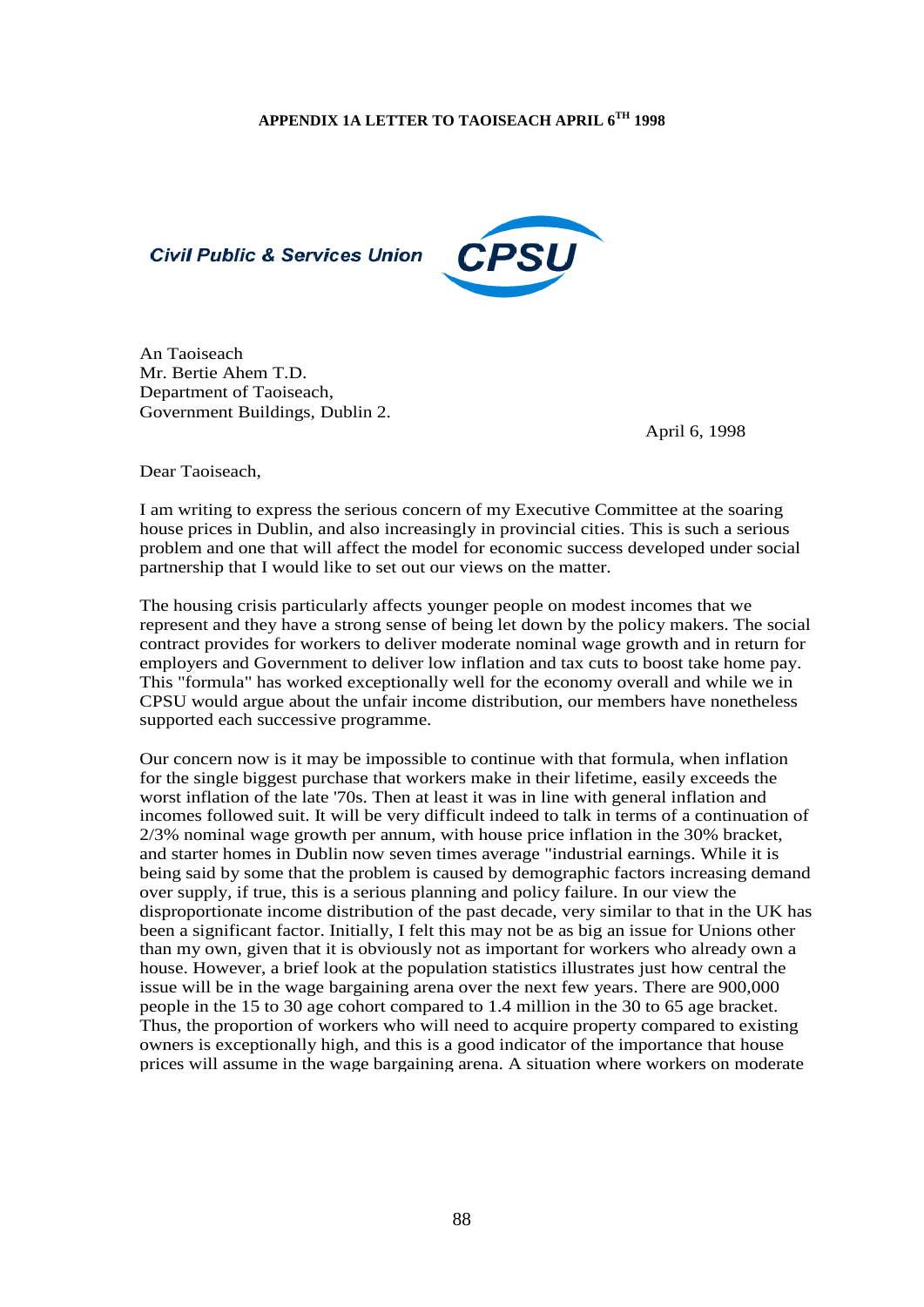**APPENDIX 1A LETTER TO TAOISEACH APRIL 6TH 1998**

Civil Public & Services Union

CPSU

An Taoiseach
Mr. Bertie Ahem T.D.
Department of Taoiseach,
Government Buildings, Dublin 2.

April 6, 1998

Dear Taoiseach,

I am writing to express the serious concern of my Executive Committee at the soaring house prices in Dublin, and also increasingly in provincial cities. This is such a serious problem and one that will affect the model for economic success developed under social partnership that I would like to set out our views on the matter.

The housing crisis particularly affects younger people on modest incomes that we represent and they have a strong sense of being let down by the policy makers. The social contract provides for workers to deliver moderate nominal wage growth and in return for employers and Government to deliver low inflation and tax cuts to boost take home pay. This "formula" has worked exceptionally well for the economy overall and while we in CPSU would argue about the unfair income distribution, our members have nonetheless supported each successive programme.

Our concern now is it may be impossible to continue with that formula, when inflation for the single biggest purchase that workers make in their lifetime, easily exceeds the worst inflation of the late '70s. Then at least it was in line with general inflation and incomes followed suit. It will be very difficult indeed to talk in terms of a continuation of 2/3% nominal wage growth per annum, with house price inflation in the 30% bracket, and starter homes in Dublin now seven times average "industrial earnings. While it is being said by some that the problem is caused by demographic factors increasing demand over supply, if true, this is a serious planning and policy failure. In our view the disproportionate income distribution of the past decade, very similar to that in the UK has been a significant factor. Initially, I felt this may not be as big an issue for Unions other than my own, given that it is obviously not as important for workers who already own a house. However, a brief look at the population statistics illustrates just how central the issue will be in the wage bargaining arena over the next few years. There are 900,000 people in the 15 to 30 age cohort compared to 1.4 million in the 30 to 65 age bracket. Thus, the proportion of workers who will need to acquire property compared to existing owners is exceptionally high, and this is a good indicator of the importance that house prices will assume in the wage bargaining arena. A situation where workers on moderate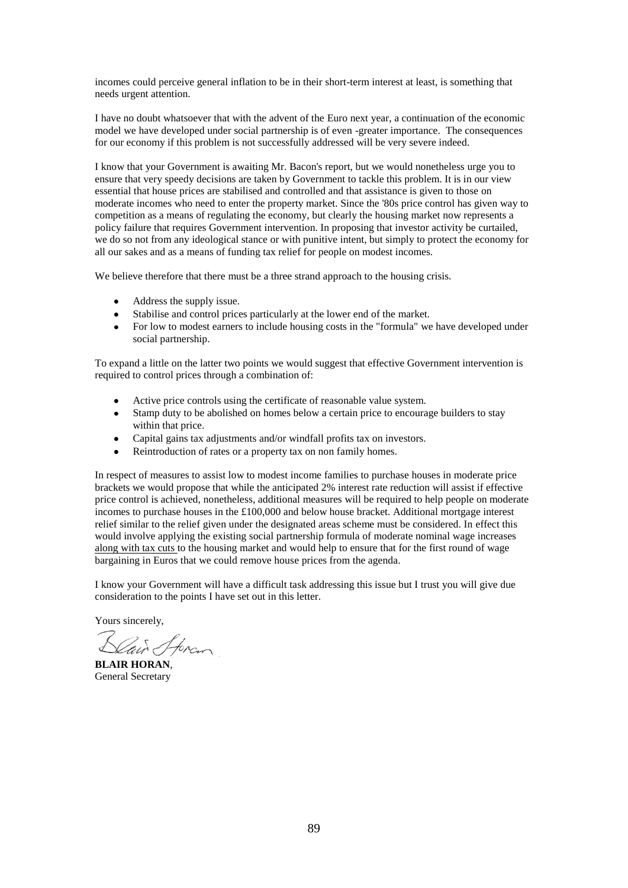incomes could perceive general inflation to be in their short-term interest at least, is something that needs urgent attention.

I have no doubt whatsoever that with the advent of the Euro next year, a continuation of the economic model we have developed under social partnership is of even -greater importance. The consequences for our economy if this problem is not successfully addressed will be very severe indeed.

I know that your Government is awaiting Mr. Bacon's report, but we would nonetheless urge you to ensure that very speedy decisions are taken by Government to tackle this problem. It is in our view essential that house prices are stabilised and controlled and that assistance is given to those on moderate incomes who need to enter the property market. Since the '80s price control has given way to competition as a means of regulating the economy, but clearly the housing market now represents a policy failure that requires Government intervention. In proposing that investor activity be curtailed, we do so not from any ideological stance or with punitive intent, but simply to protect the economy for all our sakes and as a means of funding tax relief for people on modest incomes.

We believe therefore that there must be a three strand approach to the housing crisis.

- Address the supply issue.
- Stabilise and control prices particularly at the lower end of the market.
- For low to modest earners to include housing costs in the "formula" we have developed under social partnership.

To expand a little on the latter two points we would suggest that effective Government intervention is required to control prices through a combination of:

- Active price controls using the certificate of reasonable value system.
- Stamp duty to be abolished on homes below a certain price to encourage builders to stay within that price.
- Capital gains tax adjustments and/or windfall profits tax on investors.
- Reintroduction of rates or a property tax on non family homes.

In respect of measures to assist low to modest income families to purchase houses in moderate price brackets we would propose that while the anticipated 2% interest rate reduction will assist if effective price control is achieved, nonetheless, additional measures will be required to help people on moderate incomes to purchase houses in the £100,000 and below house bracket. Additional mortgage interest relief similar to the relief given under the designated areas scheme must be considered. In effect this would involve applying the existing social partnership formula of moderate nominal wage increases along with tax cuts to the housing market and would help to ensure that for the first round of wage bargaining in Euros that we could remove house prices from the agenda.

I know your Government will have a difficult task addressing this issue but I trust you will give due consideration to the points I have set out in this letter.

Yours sincerely,

Blair Horan

**BLAIR HORAN**,
General Secretary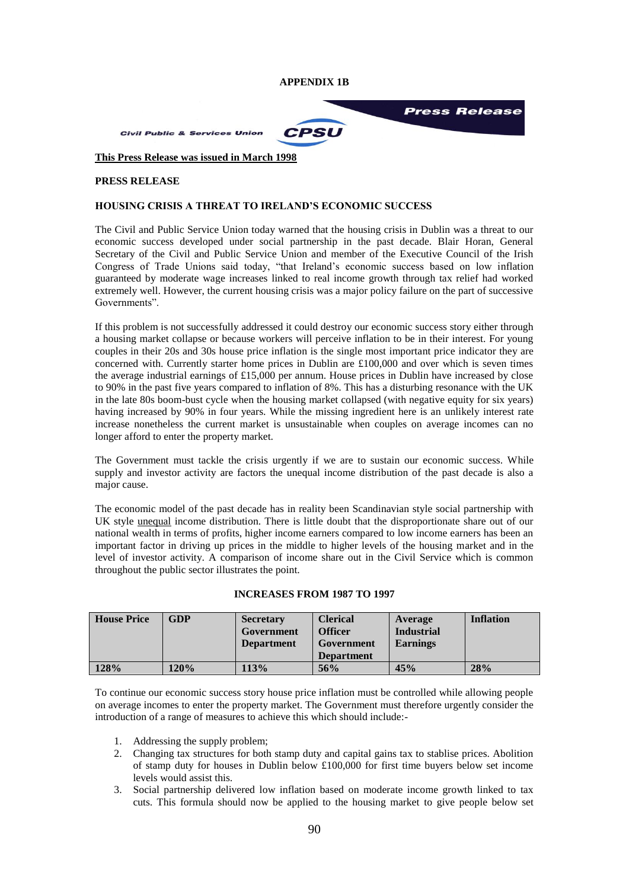**APPENDIX 1B**

Civil Public & Services Union CPSU Press Release

**This Press Release was issued in March 1998**

**PRESS RELEASE**

**HOUSING CRISIS A THREAT TO IRELAND'S ECONOMIC SUCCESS**

The Civil and Public Service Union today warned that the housing crisis in Dublin was a threat to our economic success developed under social partnership in the past decade. Blair Horan, General Secretary of the Civil and Public Service Union and member of the Executive Council of the Irish Congress of Trade Unions said today, "that Ireland's economic success based on low inflation guaranteed by moderate wage increases linked to real income growth through tax relief had worked extremely well. However, the current housing crisis was a major policy failure on the part of successive Governments".

If this problem is not successfully addressed it could destroy our economic success story either through a housing market collapse or because workers will perceive inflation to be in their interest. For young couples in their 20s and 30s house price inflation is the single most important price indicator they are concerned with. Currently starter home prices in Dublin are £100,000 and over which is seven times the average industrial earnings of £15,000 per annum. House prices in Dublin have increased by close to 90% in the past five years compared to inflation of 8%. This has a disturbing resonance with the UK in the late 80s boom-bust cycle when the housing market collapsed (with negative equity for six years) having increased by 90% in four years. While the missing ingredient here is an unlikely interest rate increase nonetheless the current market is unsustainable when couples on average incomes can no longer afford to enter the property market.

The Government must tackle the crisis urgently if we are to sustain our economic success. While supply and investor activity are factors the unequal income distribution of the past decade is also a major cause.

The economic model of the past decade has in reality been Scandinavian style social partnership with UK style unequal income distribution. There is little doubt that the disproportionate share out of our national wealth in terms of profits, higher income earners compared to low income earners has been an important factor in driving up prices in the middle to higher levels of the housing market and in the level of investor activity. A comparison of income share out in the Civil Service which is common throughout the public sector illustrates the point.

**INCREASES FROM 1987 TO 1997**

| House Price | GDP | Secretary Government Department | Clerical Officer Government Department | Average Industrial Earnings | Inflation |
|---|---|---|---|---|---|
| **128%** | **120%** | **113%** | **56%** | **45%** | **28%** |

To continue our economic success story house price inflation must be controlled while allowing people on average incomes to enter the property market. The Government must therefore urgently consider the introduction of a range of measures to achieve this which should include:-

1. Addressing the supply problem;
2. Changing tax structures for both stamp duty and capital gains tax to stablise prices. Abolition of stamp duty for houses in Dublin below £100,000 for first time buyers below set income levels would assist this.
3. Social partnership delivered low inflation based on moderate income growth linked to tax cuts. This formula should now be applied to the housing market to give people below set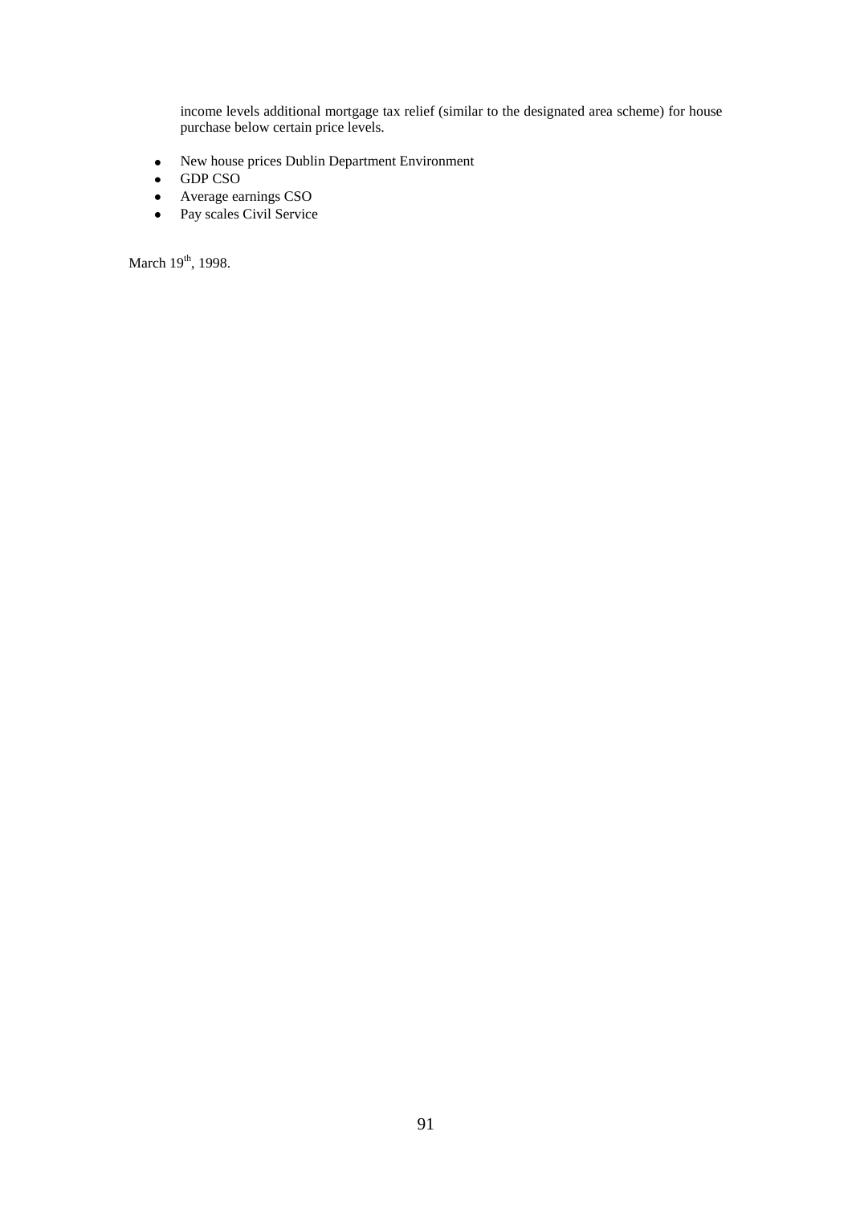income levels additional mortgage tax relief (similar to the designated area scheme) for house purchase below certain price levels.

- New house prices Dublin Department Environment
- GDP CSO
- Average earnings CSO
- Pay scales Civil Service

March 19th, 1998.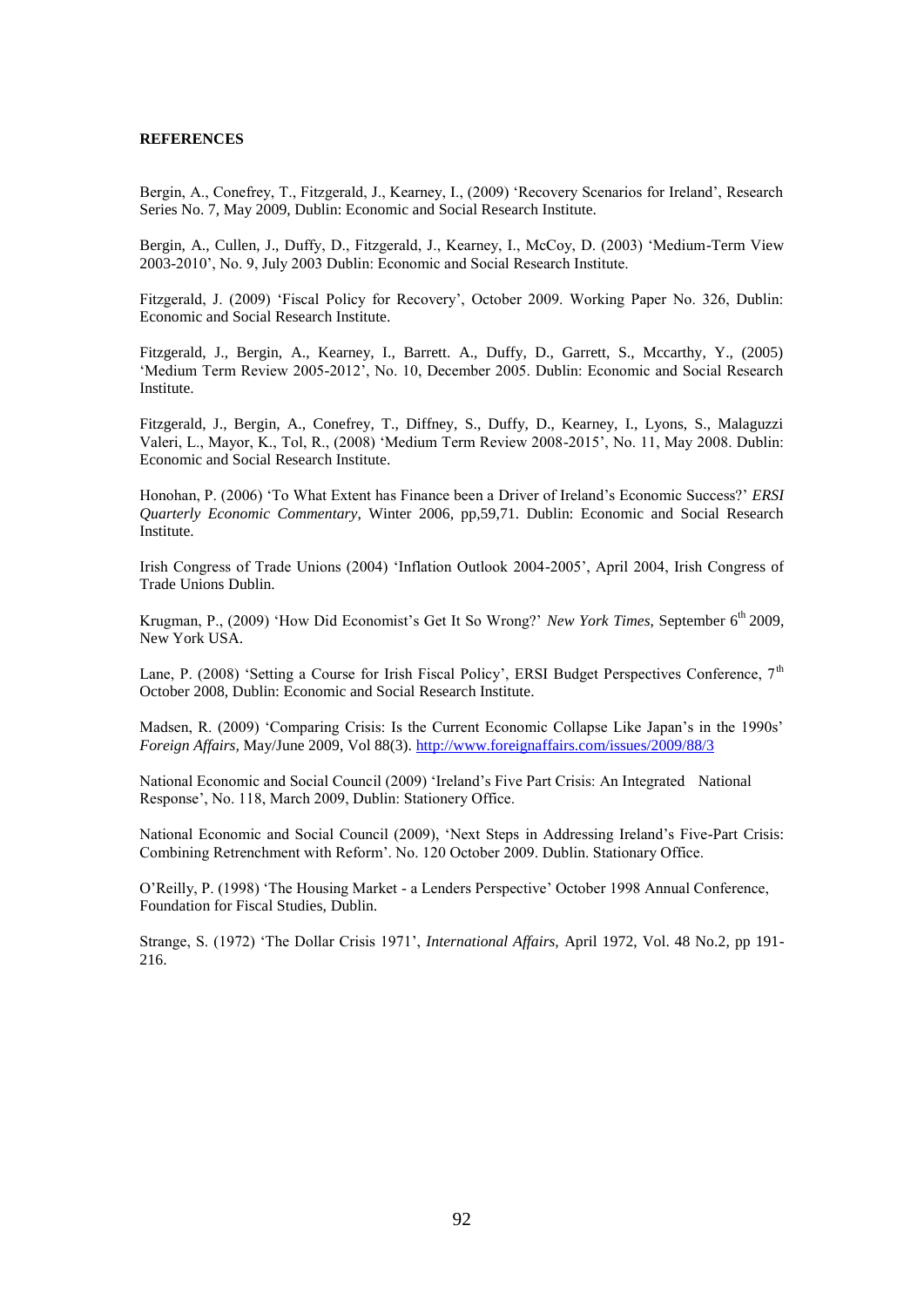**REFERENCES**

Bergin, A., Conefrey, T., Fitzgerald, J., Kearney, I., (2009) 'Recovery Scenarios for Ireland', Research Series No. 7, May 2009, Dublin: Economic and Social Research Institute.

Bergin, A., Cullen, J., Duffy, D., Fitzgerald, J., Kearney, I., McCoy, D. (2003) 'Medium-Term View 2003-2010', No. 9, July 2003 Dublin: Economic and Social Research Institute.

Fitzgerald, J. (2009) 'Fiscal Policy for Recovery', October 2009. Working Paper No. 326, Dublin: Economic and Social Research Institute.

Fitzgerald, J., Bergin, A., Kearney, I., Barrett. A., Duffy, D., Garrett, S., Mccarthy, Y., (2005) 'Medium Term Review 2005-2012', No. 10, December 2005. Dublin: Economic and Social Research Institute.

Fitzgerald, J., Bergin, A., Conefrey, T., Diffney, S., Duffy, D., Kearney, I., Lyons, S., Malaguzzi Valeri, L., Mayor, K., Tol, R., (2008) 'Medium Term Review 2008-2015', No. 11, May 2008. Dublin: Economic and Social Research Institute.

Honohan, P. (2006) 'To What Extent has Finance been a Driver of Ireland's Economic Success?' *ERSI Quarterly Economic Commentary*, Winter 2006, pp,59,71. Dublin: Economic and Social Research Institute.

Irish Congress of Trade Unions (2004) 'Inflation Outlook 2004-2005', April 2004, Irish Congress of Trade Unions Dublin.

Krugman, P., (2009) 'How Did Economist's Get It So Wrong?' *New York Times*, September 6th 2009, New York USA.

Lane, P. (2008) 'Setting a Course for Irish Fiscal Policy', ERSI Budget Perspectives Conference, 7th October 2008, Dublin: Economic and Social Research Institute.

Madsen, R. (2009) 'Comparing Crisis: Is the Current Economic Collapse Like Japan's in the 1990s' *Foreign Affairs*, May/June 2009, Vol 88(3). http://www.foreignaffairs.com/issues/2009/88/3

National Economic and Social Council (2009) 'Ireland's Five Part Crisis: An Integrated National Response', No. 118, March 2009, Dublin: Stationery Office.

National Economic and Social Council (2009), 'Next Steps in Addressing Ireland's Five-Part Crisis: Combining Retrenchment with Reform'. No. 120 October 2009. Dublin. Stationary Office.

O'Reilly, P. (1998) 'The Housing Market - a Lenders Perspective' October 1998 Annual Conference, Foundation for Fiscal Studies, Dublin.

Strange, S. (1972) 'The Dollar Crisis 1971', *International Affairs*, April 1972, Vol. 48 No.2, pp 191-216.